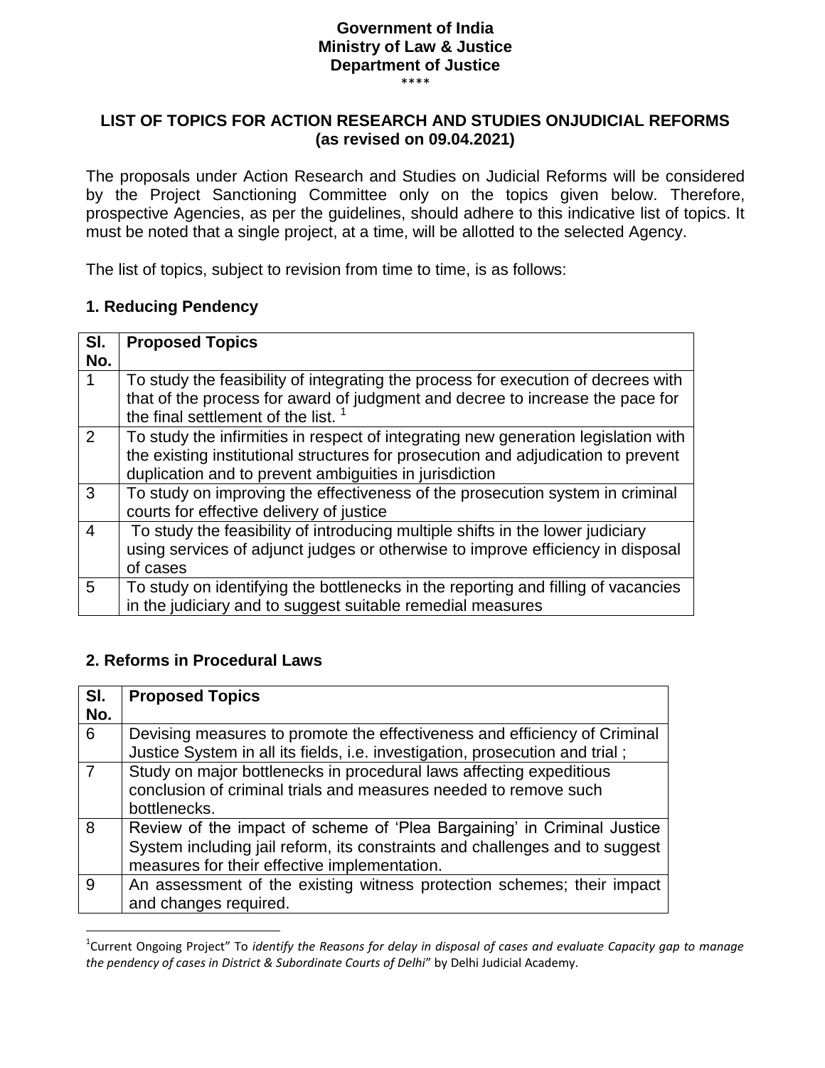**Government of India**
**Ministry of Law & Justice**
**Department of Justice**
\*\*\*\*

## LIST OF TOPICS FOR ACTION RESEARCH AND STUDIES ONJUDICIAL REFORMS (as revised on 09.04.2021)

The proposals under Action Research and Studies on Judicial Reforms will be considered by the Project Sanctioning Committee only on the topics given below. Therefore, prospective Agencies, as per the guidelines, should adhere to this indicative list of topics. It must be noted that a single project, at a time, will be allotted to the selected Agency.

The list of topics, subject to revision from time to time, is as follows:

### 1. Reducing Pendency

| Sl. No. | Proposed Topics |
|---|---|
| 1 | To study the feasibility of integrating the process for execution of decrees with that of the process for award of judgment and decree to increase the pace for the final settlement of the list. [1] |
| 2 | To study the infirmities in respect of integrating new generation legislation with the existing institutional structures for prosecution and adjudication to prevent duplication and to prevent ambiguities in jurisdiction |
| 3 | To study on improving the effectiveness of the prosecution system in criminal courts for effective delivery of justice |
| 4 | To study the feasibility of introducing multiple shifts in the lower judiciary using services of adjunct judges or otherwise to improve efficiency in disposal of cases |
| 5 | To study on identifying the bottlenecks in the reporting and filling of vacancies in the judiciary and to suggest suitable remedial measures |

### 2. Reforms in Procedural Laws

| Sl. No. | Proposed Topics |
|---|---|
| 6 | Devising measures to promote the effectiveness and efficiency of Criminal Justice System in all its fields, i.e. investigation, prosecution and trial ; |
| 7 | Study on major bottlenecks in procedural laws affecting expeditious conclusion of criminal trials and measures needed to remove such bottlenecks. |
| 8 | Review of the impact of scheme of 'Plea Bargaining' in Criminal Justice System including jail reform, its constraints and challenges and to suggest measures for their effective implementation. |
| 9 | An assessment of the existing witness protection schemes; their impact and changes required. |

[1]Current Ongoing Project" To *identify the Reasons for delay in disposal of cases and evaluate Capacity gap to manage the pendency of cases in District & Subordinate Courts of Delhi*" by Delhi Judicial Academy.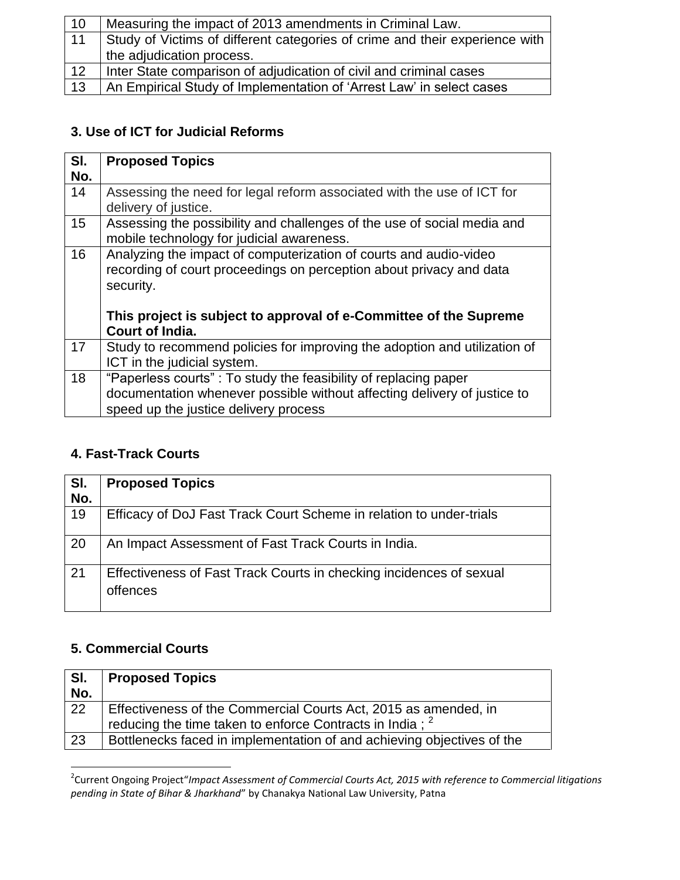| 10 | Measuring the impact of 2013 amendments in Criminal Law. |
|---|---|
| 11 | Study of Victims of different categories of crime and their experience with the adjudication process. |
| 12 | Inter State comparison of adjudication of civil and criminal cases |
| 13 | An Empirical Study of Implementation of 'Arrest Law' in select cases |

### 3. Use of ICT for Judicial Reforms

| Sl. No. | Proposed Topics |
|---|---|
| 14 | Assessing the need for legal reform associated with the use of ICT for delivery of justice. |
| 15 | Assessing the possibility and challenges of the use of social media and mobile technology for judicial awareness. |
| 16 | Analyzing the impact of computerization of courts and audio-video recording of court proceedings on perception about privacy and data security.<br><br>**This project is subject to approval of e-Committee of the Supreme Court of India.** |
| 17 | Study to recommend policies for improving the adoption and utilization of ICT in the judicial system. |
| 18 | "Paperless courts" : To study the feasibility of replacing paper documentation whenever possible without affecting delivery of justice to speed up the justice delivery process |

### 4. Fast-Track Courts

| Sl. No. | Proposed Topics |
|---|---|
| 19 | Efficacy of DoJ Fast Track Court Scheme in relation to under-trials |
| 20 | An Impact Assessment of Fast Track Courts in India. |
| 21 | Effectiveness of Fast Track Courts in checking incidences of sexual offences |

### 5. Commercial Courts

| Sl. No. | Proposed Topics |
|---|---|
| 22 | Effectiveness of the Commercial Courts Act, 2015 as amended, in reducing the time taken to enforce Contracts in India ; [2] |
| 23 | Bottlenecks faced in implementation of and achieving objectives of the |

[2] Current Ongoing Project "*Impact Assessment of Commercial Courts Act, 2015 with reference to Commercial litigations pending in State of Bihar & Jharkhand*" by Chanakya National Law University, Patna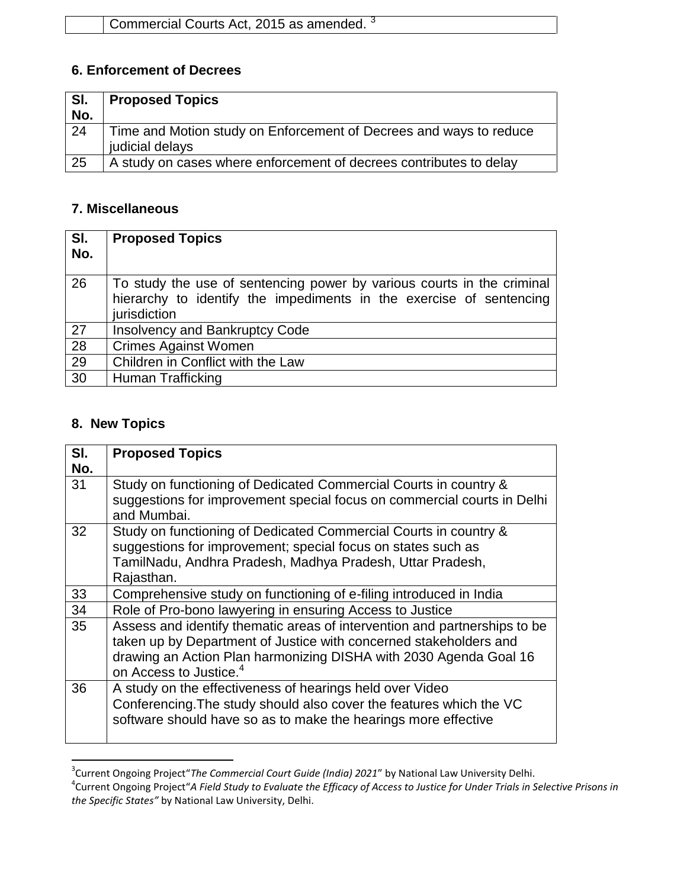| | Commercial Courts Act, 2015 as amended. [3] |
|---|---|

## 6. Enforcement of Decrees

| Sl. No. | Proposed Topics |
|---|---|
| 24 | Time and Motion study on Enforcement of Decrees and ways to reduce judicial delays |
| 25 | A study on cases where enforcement of decrees contributes to delay |

## 7. Miscellaneous

| Sl. No. | Proposed Topics |
|---|---|
| 26 | To study the use of sentencing power by various courts in the criminal hierarchy to identify the impediments in the exercise of sentencing jurisdiction |
| 27 | Insolvency and Bankruptcy Code |
| 28 | Crimes Against Women |
| 29 | Children in Conflict with the Law |
| 30 | Human Trafficking |

## 8. New Topics

| Sl. No. | Proposed Topics |
|---|---|
| 31 | Study on functioning of Dedicated Commercial Courts in country & suggestions for improvement special focus on commercial courts in Delhi and Mumbai. |
| 32 | Study on functioning of Dedicated Commercial Courts in country & suggestions for improvement; special focus on states such as TamilNadu, Andhra Pradesh, Madhya Pradesh, Uttar Pradesh, Rajasthan. |
| 33 | Comprehensive study on functioning of e-filing introduced in India |
| 34 | Role of Pro-bono lawyering in ensuring Access to Justice |
| 35 | Assess and identify thematic areas of intervention and partnerships to be taken up by Department of Justice with concerned stakeholders and drawing an Action Plan harmonizing DISHA with 2030 Agenda Goal 16 on Access to Justice.[4] |
| 36 | A study on the effectiveness of hearings held over Video Conferencing.The study should also cover the features which the VC software should have so as to make the hearings more effective |

---

[3] Current Ongoing Project "*The Commercial Court Guide (India) 2021*" by National Law University Delhi.

[4] Current Ongoing Project "*A Field Study to Evaluate the Efficacy of Access to Justice for Under Trials in Selective Prisons in the Specific States"* by National Law University, Delhi.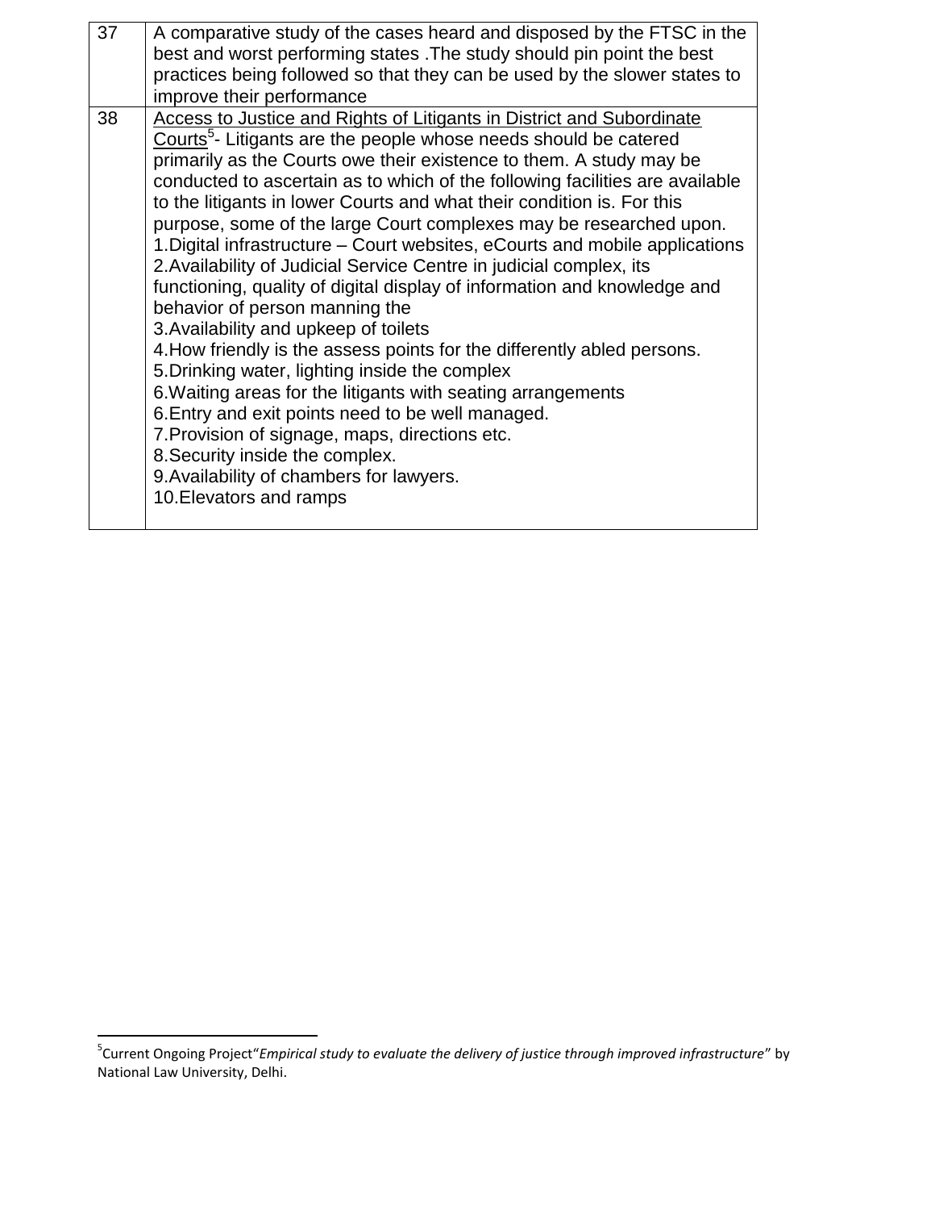| | |
|---|---|
| 37 | A comparative study of the cases heard and disposed by the FTSC in the best and worst performing states .The study should pin point the best practices being followed so that they can be used by the slower states to improve their performance |
| 38 | <u>Access to Justice and Rights of Litigants in District and Subordinate Courts</u>[5]- Litigants are the people whose needs should be catered primarily as the Courts owe their existence to them. A study may be conducted to ascertain as to which of the following facilities are available to the litigants in lower Courts and what their condition is. For this purpose, some of the large Court complexes may be researched upon.<br>1.Digital infrastructure – Court websites, eCourts and mobile applications<br>2.Availability of Judicial Service Centre in judicial complex, its functioning, quality of digital display of information and knowledge and behavior of person manning the<br>3.Availability and upkeep of toilets<br>4.How friendly is the assess points for the differently abled persons.<br>5.Drinking water, lighting inside the complex<br>6.Waiting areas for the litigants with seating arrangements<br>6.Entry and exit points need to be well managed.<br>7.Provision of signage, maps, directions etc.<br>8.Security inside the complex.<br>9.Availability of chambers for lawyers.<br>10.Elevators and ramps |

[5]Current Ongoing Project"*Empirical study to evaluate the delivery of justice through improved infrastructure*" by National Law University, Delhi.